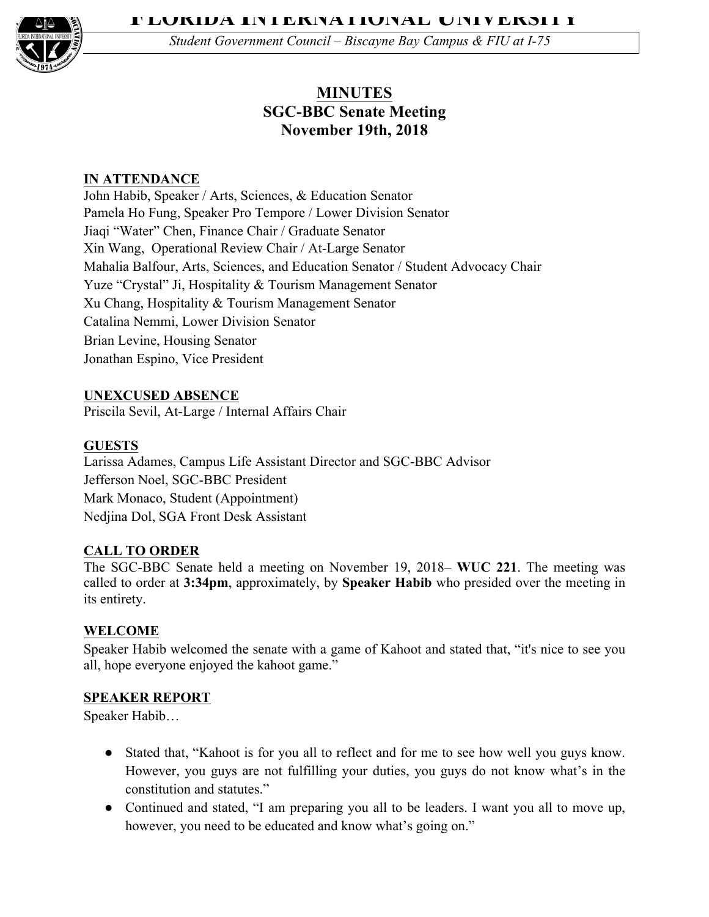# FLORIDA INTERNATIONAL UNIVERSITY

*Student Government Council – Biscayne Bay Campus & FIU at I-75*

## MINUTES
## SGC-BBC Senate Meeting
## November 19th, 2018

**IN ATTENDANCE**

John Habib, Speaker / Arts, Sciences, & Education Senator
Pamela Ho Fung, Speaker Pro Tempore / Lower Division Senator
Jiaqi "Water" Chen, Finance Chair / Graduate Senator
Xin Wang, Operational Review Chair / At-Large Senator
Mahalia Balfour, Arts, Sciences, and Education Senator / Student Advocacy Chair
Yuze "Crystal" Ji, Hospitality & Tourism Management Senator
Xu Chang, Hospitality & Tourism Management Senator
Catalina Nemmi, Lower Division Senator
Brian Levine, Housing Senator
Jonathan Espino, Vice President

**UNEXCUSED ABSENCE**

Priscila Sevil, At-Large / Internal Affairs Chair

**GUESTS**

Larissa Adames, Campus Life Assistant Director and SGC-BBC Advisor
Jefferson Noel, SGC-BBC President
Mark Monaco, Student (Appointment)
Nedjina Dol, SGA Front Desk Assistant

**CALL TO ORDER**

The SGC-BBC Senate held a meeting on November 19, 2018– **WUC 221**. The meeting was called to order at **3:34pm**, approximately, by **Speaker Habib** who presided over the meeting in its entirety.

**WELCOME**

Speaker Habib welcomed the senate with a game of Kahoot and stated that, "it's nice to see you all, hope everyone enjoyed the kahoot game."

**SPEAKER REPORT**

Speaker Habib…

- Stated that, "Kahoot is for you all to reflect and for me to see how well you guys know. However, you guys are not fulfilling your duties, you guys do not know what's in the constitution and statutes."
- Continued and stated, "I am preparing you all to be leaders. I want you all to move up, however, you need to be educated and know what's going on."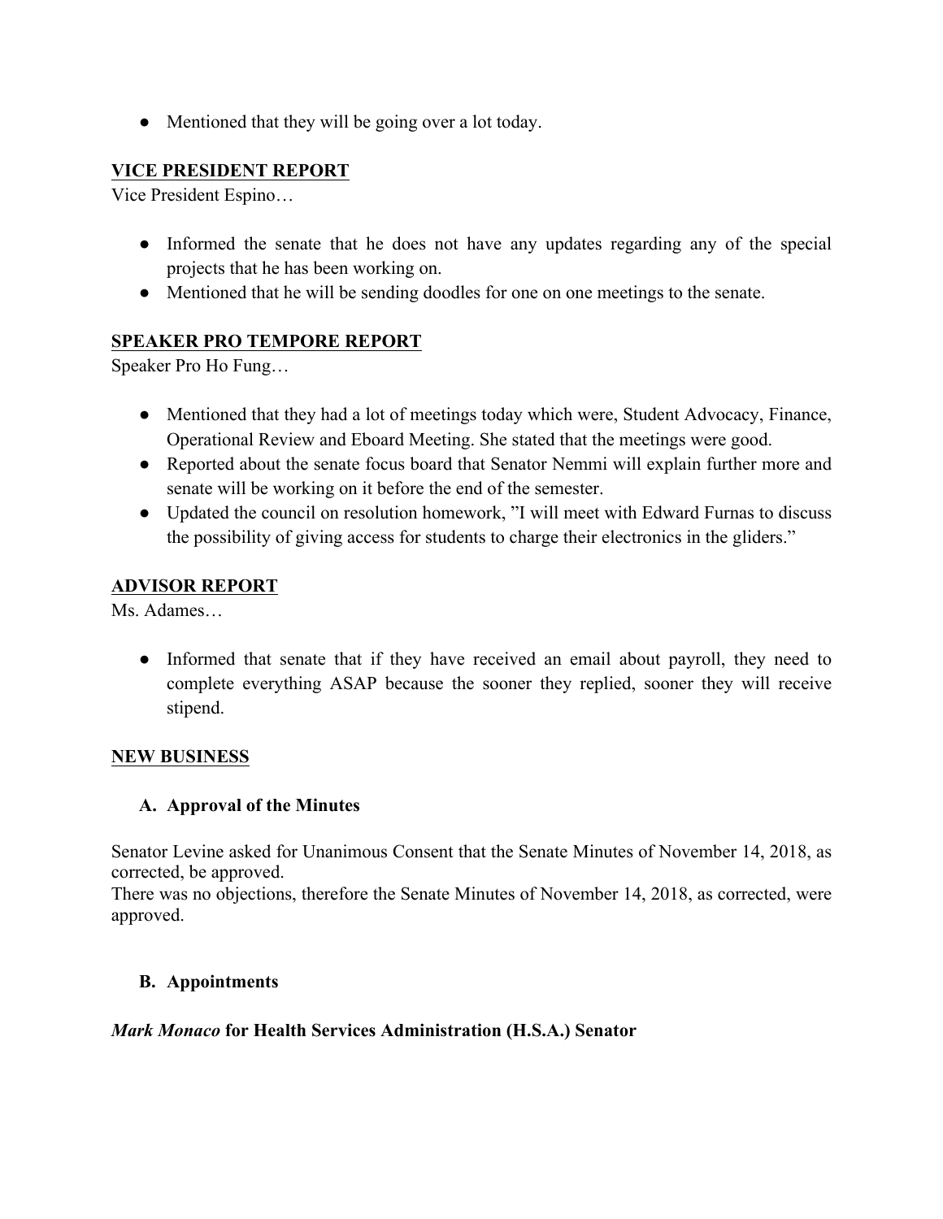- Mentioned that they will be going over a lot today.

## VICE PRESIDENT REPORT

Vice President Espino…

- Informed the senate that he does not have any updates regarding any of the special projects that he has been working on.
- Mentioned that he will be sending doodles for one on one meetings to the senate.

## SPEAKER PRO TEMPORE REPORT

Speaker Pro Ho Fung…

- Mentioned that they had a lot of meetings today which were, Student Advocacy, Finance, Operational Review and Eboard Meeting. She stated that the meetings were good.
- Reported about the senate focus board that Senator Nemmi will explain further more and senate will be working on it before the end of the semester.
- Updated the council on resolution homework, "I will meet with Edward Furnas to discuss the possibility of giving access for students to charge their electronics in the gliders."

## ADVISOR REPORT

Ms. Adames…

- Informed that senate that if they have received an email about payroll, they need to complete everything ASAP because the sooner they replied, sooner they will receive stipend.

## NEW BUSINESS

### A. Approval of the Minutes

Senator Levine asked for Unanimous Consent that the Senate Minutes of November 14, 2018, as corrected, be approved.
There was no objections, therefore the Senate Minutes of November 14, 2018, as corrected, were approved.

### B. Appointments

***Mark Monaco* for Health Services Administration (H.S.A.) Senator**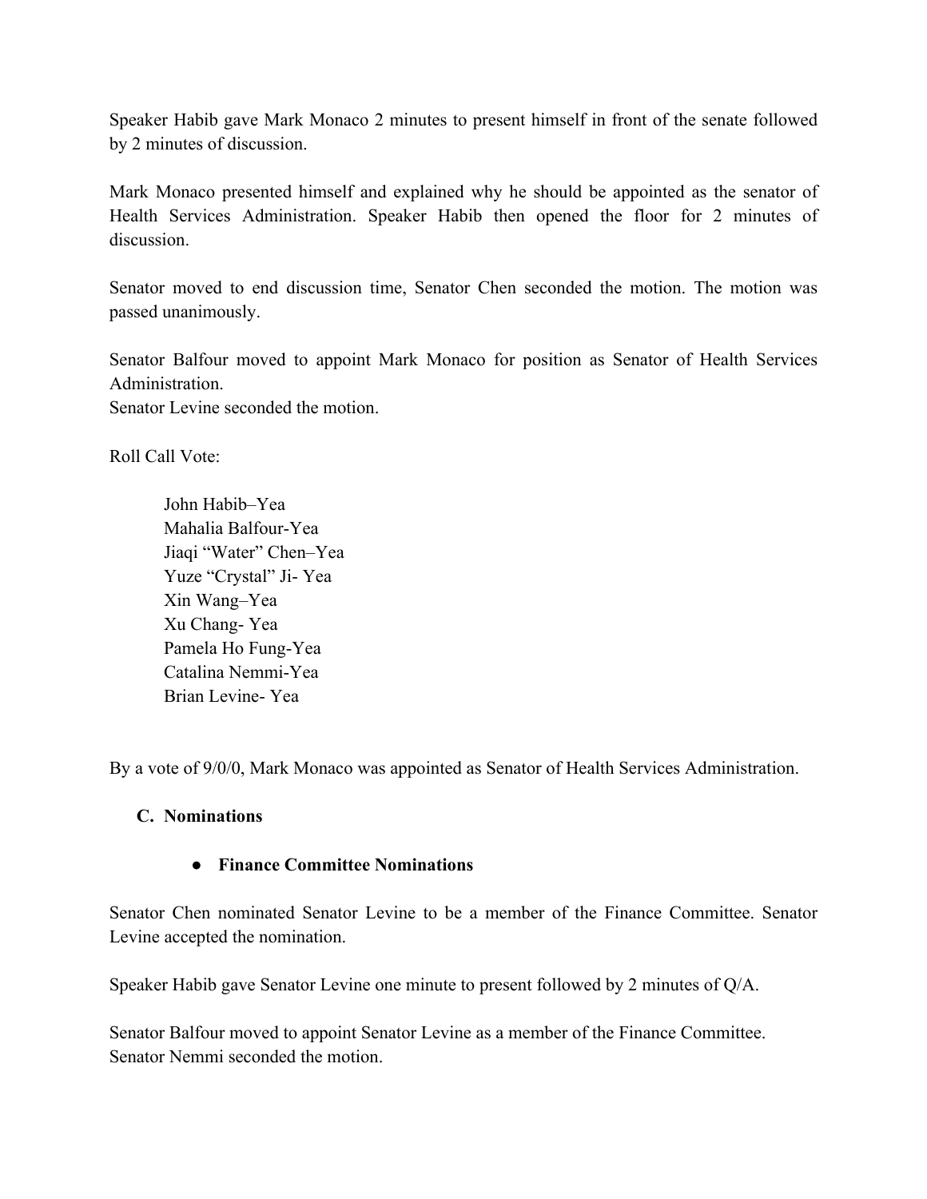Speaker Habib gave Mark Monaco 2 minutes to present himself in front of the senate followed by 2 minutes of discussion.

Mark Monaco presented himself and explained why he should be appointed as the senator of Health Services Administration. Speaker Habib then opened the floor for 2 minutes of discussion.

Senator moved to end discussion time, Senator Chen seconded the motion. The motion was passed unanimously.

Senator Balfour moved to appoint Mark Monaco for position as Senator of Health Services Administration.
Senator Levine seconded the motion.

Roll Call Vote:

> John Habib–Yea
> Mahalia Balfour-Yea
> Jiaqi "Water" Chen–Yea
> Yuze "Crystal" Ji- Yea
> Xin Wang–Yea
> Xu Chang- Yea
> Pamela Ho Fung-Yea
> Catalina Nemmi-Yea
> Brian Levine- Yea

By a vote of 9/0/0, Mark Monaco was appointed as Senator of Health Services Administration.

### C. Nominations

- **Finance Committee Nominations**

Senator Chen nominated Senator Levine to be a member of the Finance Committee. Senator Levine accepted the nomination.

Speaker Habib gave Senator Levine one minute to present followed by 2 minutes of Q/A.

Senator Balfour moved to appoint Senator Levine as a member of the Finance Committee.
Senator Nemmi seconded the motion.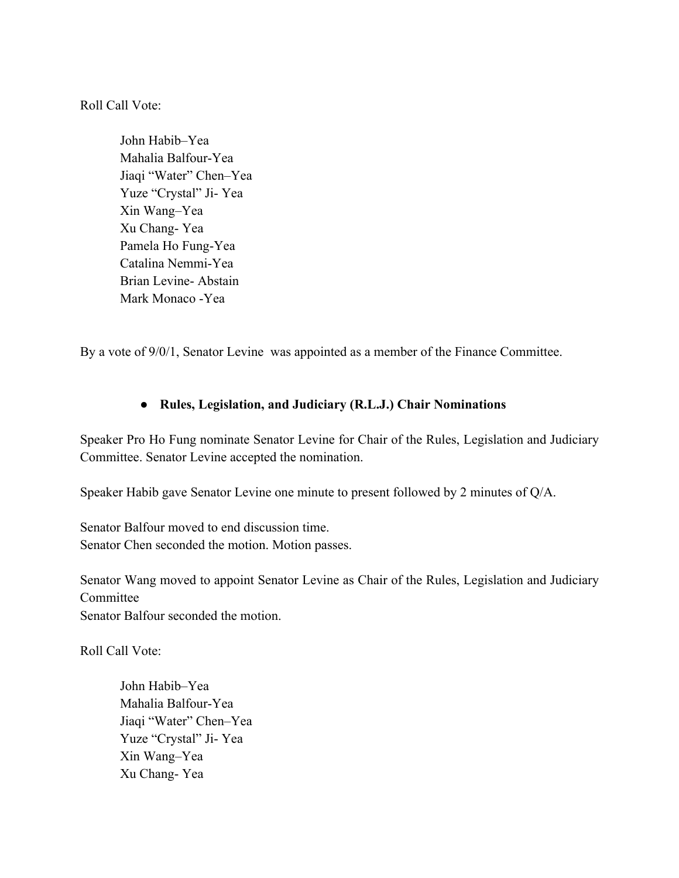Roll Call Vote:

> John Habib–Yea
> Mahalia Balfour-Yea
> Jiaqi "Water" Chen–Yea
> Yuze "Crystal" Ji- Yea
> Xin Wang–Yea
> Xu Chang- Yea
> Pamela Ho Fung-Yea
> Catalina Nemmi-Yea
> Brian Levine- Abstain
> Mark Monaco -Yea

By a vote of 9/0/1, Senator Levine was appointed as a member of the Finance Committee.

- **Rules, Legislation, and Judiciary (R.L.J.) Chair Nominations**

Speaker Pro Ho Fung nominate Senator Levine for Chair of the Rules, Legislation and Judiciary Committee. Senator Levine accepted the nomination.

Speaker Habib gave Senator Levine one minute to present followed by 2 minutes of Q/A.

Senator Balfour moved to end discussion time.
Senator Chen seconded the motion. Motion passes.

Senator Wang moved to appoint Senator Levine as Chair of the Rules, Legislation and Judiciary Committee
Senator Balfour seconded the motion.

Roll Call Vote:

> John Habib–Yea
> Mahalia Balfour-Yea
> Jiaqi "Water" Chen–Yea
> Yuze "Crystal" Ji- Yea
> Xin Wang–Yea
> Xu Chang- Yea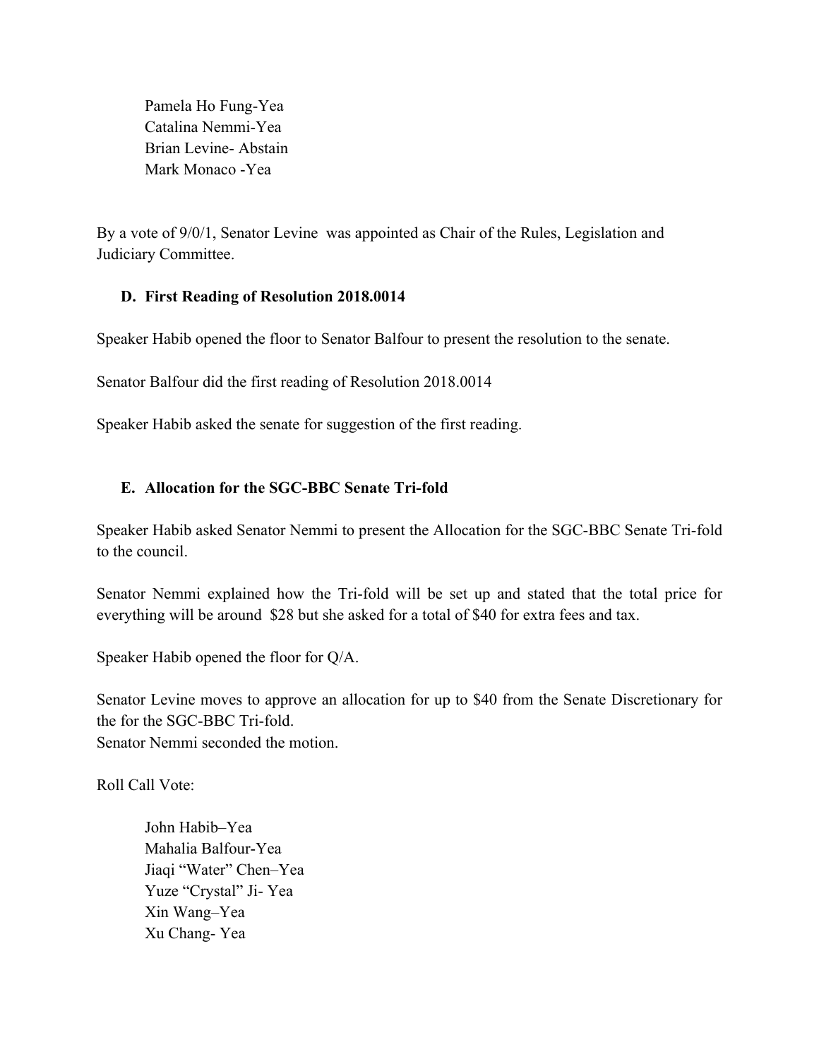Pamela Ho Fung-Yea  
Catalina Nemmi-Yea  
Brian Levine- Abstain  
Mark Monaco -Yea

By a vote of 9/0/1, Senator Levine was appointed as Chair of the Rules, Legislation and Judiciary Committee.

**D. First Reading of Resolution 2018.0014**

Speaker Habib opened the floor to Senator Balfour to present the resolution to the senate.

Senator Balfour did the first reading of Resolution 2018.0014

Speaker Habib asked the senate for suggestion of the first reading.

**E. Allocation for the SGC-BBC Senate Tri-fold**

Speaker Habib asked Senator Nemmi to present the Allocation for the SGC-BBC Senate Tri-fold to the council.

Senator Nemmi explained how the Tri-fold will be set up and stated that the total price for everything will be around $28 but she asked for a total of $40 for extra fees and tax.

Speaker Habib opened the floor for Q/A.

Senator Levine moves to approve an allocation for up to $40 from the Senate Discretionary for the for the SGC-BBC Tri-fold.  
Senator Nemmi seconded the motion.

Roll Call Vote:

John Habib–Yea  
Mahalia Balfour-Yea  
Jiaqi "Water" Chen–Yea  
Yuze "Crystal" Ji- Yea  
Xin Wang–Yea  
Xu Chang- Yea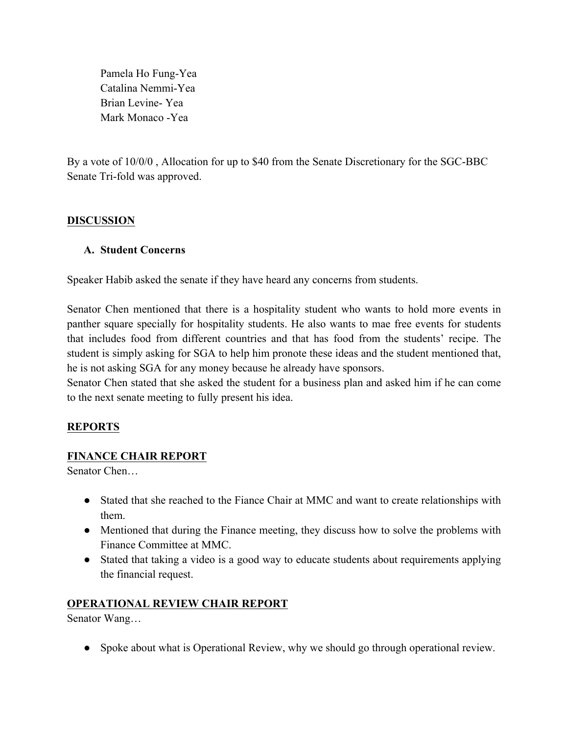Pamela Ho Fung-Yea
Catalina Nemmi-Yea
Brian Levine- Yea
Mark Monaco -Yea

By a vote of 10/0/0 , Allocation for up to $40 from the Senate Discretionary for the SGC-BBC Senate Tri-fold was approved.

## DISCUSSION

### A. Student Concerns

Speaker Habib asked the senate if they have heard any concerns from students.

Senator Chen mentioned that there is a hospitality student who wants to hold more events in panther square specially for hospitality students. He also wants to mae free events for students that includes food from different countries and that has food from the students' recipe. The student is simply asking for SGA to help him pronote these ideas and the student mentioned that, he is not asking SGA for any money because he already have sponsors.
Senator Chen stated that she asked the student for a business plan and asked him if he can come to the next senate meeting to fully present his idea.

## REPORTS

### FINANCE CHAIR REPORT

Senator Chen…

- Stated that she reached to the Fiance Chair at MMC and want to create relationships with them.
- Mentioned that during the Finance meeting, they discuss how to solve the problems with Finance Committee at MMC.
- Stated that taking a video is a good way to educate students about requirements applying the financial request.

### OPERATIONAL REVIEW CHAIR REPORT

Senator Wang…

- Spoke about what is Operational Review, why we should go through operational review.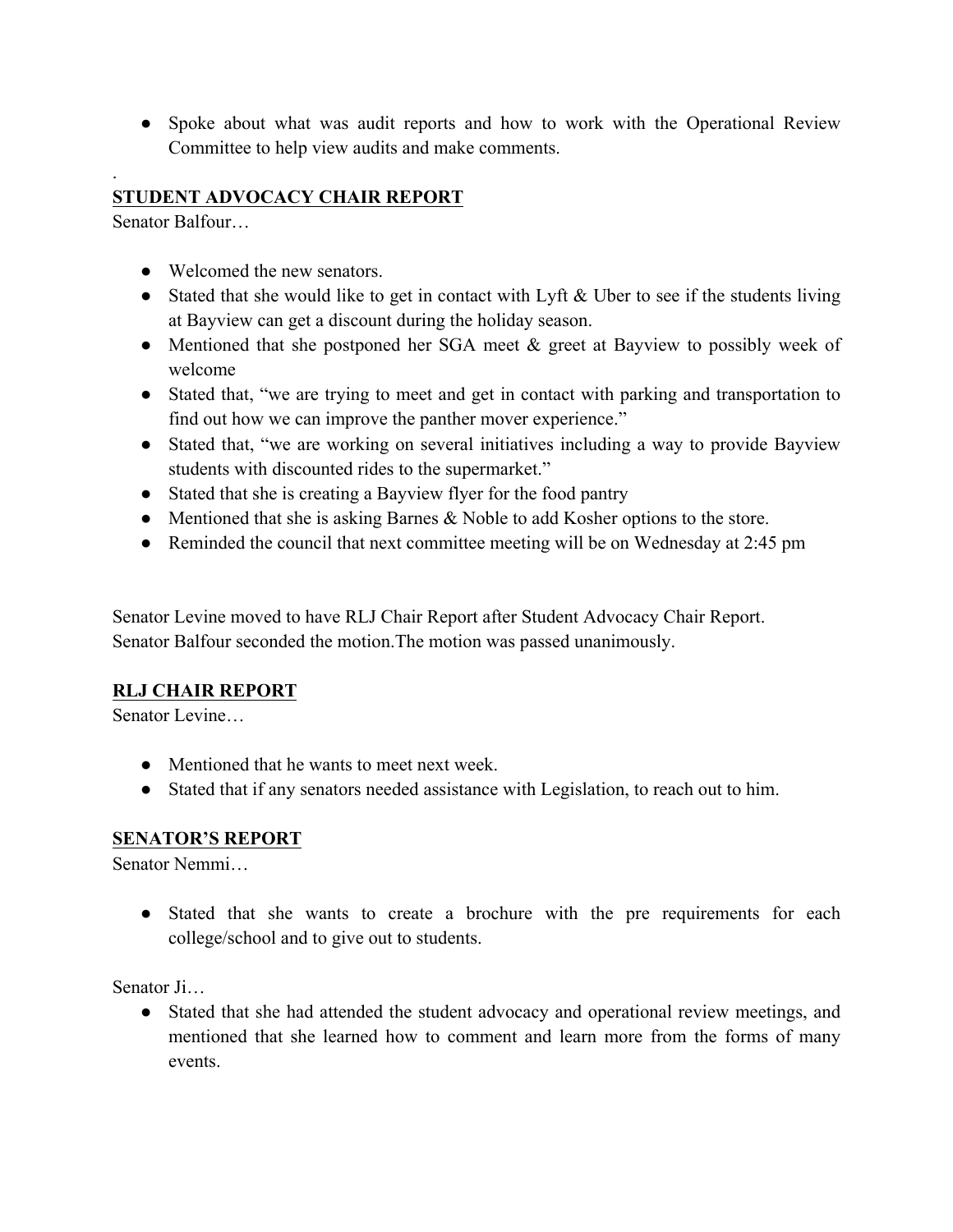- Spoke about what was audit reports and how to work with the Operational Review Committee to help view audits and make comments.

.

**STUDENT ADVOCACY CHAIR REPORT**

Senator Balfour…

- Welcomed the new senators.
- Stated that she would like to get in contact with Lyft & Uber to see if the students living at Bayview can get a discount during the holiday season.
- Mentioned that she postponed her SGA meet & greet at Bayview to possibly week of welcome
- Stated that, "we are trying to meet and get in contact with parking and transportation to find out how we can improve the panther mover experience."
- Stated that, "we are working on several initiatives including a way to provide Bayview students with discounted rides to the supermarket."
- Stated that she is creating a Bayview flyer for the food pantry
- Mentioned that she is asking Barnes & Noble to add Kosher options to the store.
- Reminded the council that next committee meeting will be on Wednesday at 2:45 pm

Senator Levine moved to have RLJ Chair Report after Student Advocacy Chair Report. Senator Balfour seconded the motion.The motion was passed unanimously.

**RLJ CHAIR REPORT**

Senator Levine…

- Mentioned that he wants to meet next week.
- Stated that if any senators needed assistance with Legislation, to reach out to him.

**SENATOR'S REPORT**

Senator Nemmi…

- Stated that she wants to create a brochure with the pre requirements for each college/school and to give out to students.

Senator Ji…

- Stated that she had attended the student advocacy and operational review meetings, and mentioned that she learned how to comment and learn more from the forms of many events.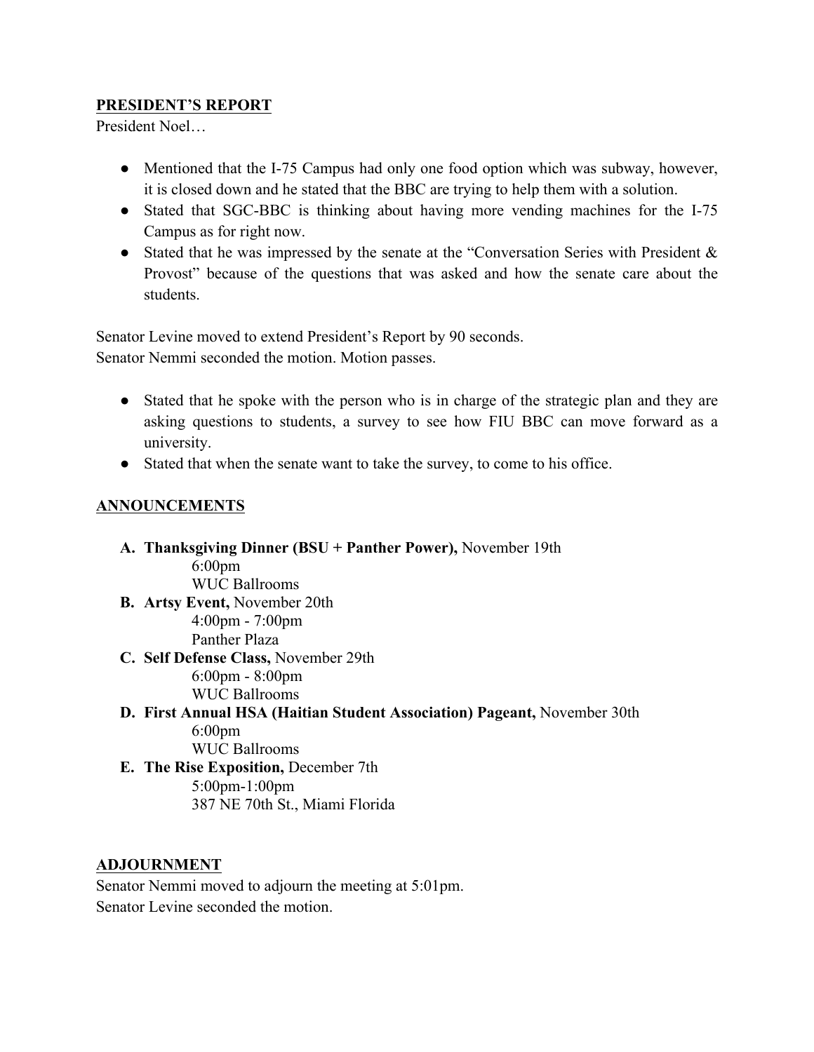## PRESIDENT'S REPORT

President Noel…

- Mentioned that the I-75 Campus had only one food option which was subway, however, it is closed down and he stated that the BBC are trying to help them with a solution.
- Stated that SGC-BBC is thinking about having more vending machines for the I-75 Campus as for right now.
- Stated that he was impressed by the senate at the "Conversation Series with President & Provost" because of the questions that was asked and how the senate care about the students.

Senator Levine moved to extend President's Report by 90 seconds.
Senator Nemmi seconded the motion. Motion passes.

- Stated that he spoke with the person who is in charge of the strategic plan and they are asking questions to students, a survey to see how FIU BBC can move forward as a university.
- Stated that when the senate want to take the survey, to come to his office.

## ANNOUNCEMENTS

A. **Thanksgiving Dinner (BSU + Panther Power),** November 19th
   6:00pm
   WUC Ballrooms
B. **Artsy Event,** November 20th
   4:00pm - 7:00pm
   Panther Plaza
C. **Self Defense Class,** November 29th
   6:00pm - 8:00pm
   WUC Ballrooms
D. **First Annual HSA (Haitian Student Association) Pageant,** November 30th
   6:00pm
   WUC Ballrooms
E. **The Rise Exposition,** December 7th
   5:00pm-1:00pm
   387 NE 70th St., Miami Florida

## ADJOURNMENT

Senator Nemmi moved to adjourn the meeting at 5:01pm.
Senator Levine seconded the motion.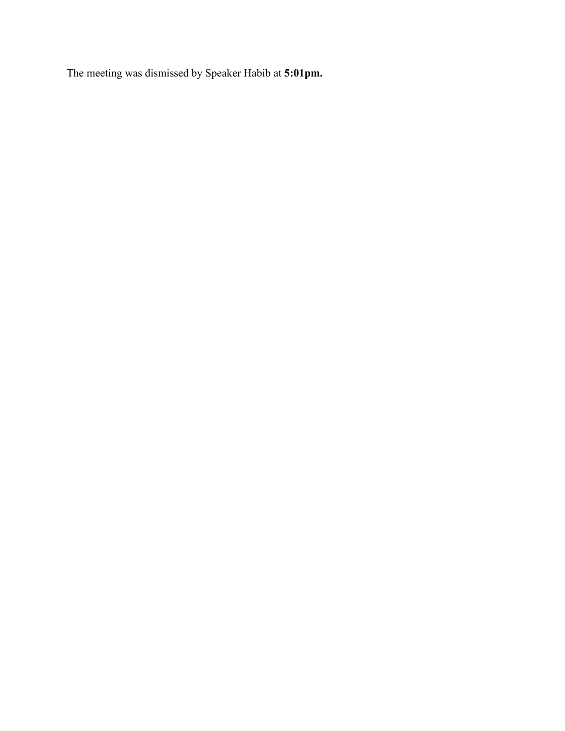The meeting was dismissed by Speaker Habib at **5:01pm.**